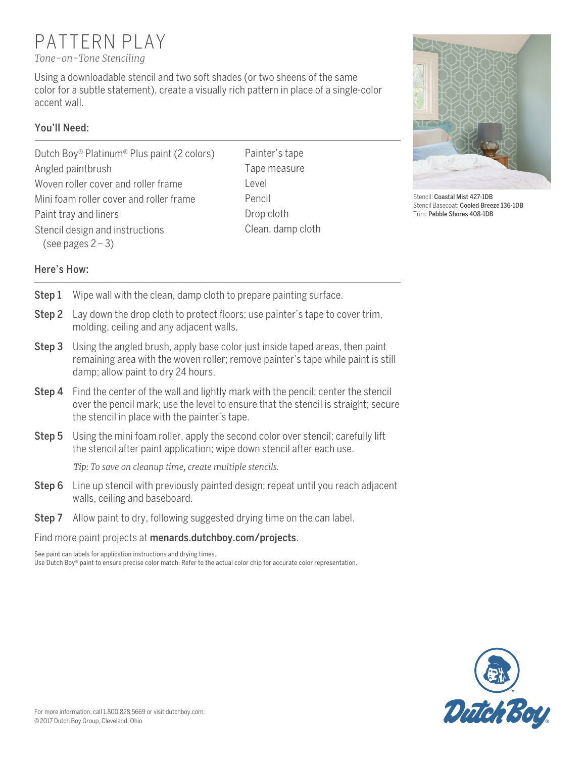# PATTERN PLAY

*Tone-on-Tone Stenciling*

Using a downloadable stencil and two soft shades (or two sheens of the same color for a subtle statement), create a visually rich pattern in place of a single-color accent wall.

Stencil: **Coastal Mist 427-1DB**
Stencil Basecoat: **Cooled Breeze 136-1DB**
Trim: **Pebble Shores 408-1DB**

## You'll Need:

- Dutch Boy® Platinum® Plus paint (2 colors)
- Angled paintbrush
- Woven roller cover and roller frame
- Mini foam roller cover and roller frame
- Paint tray and liners
- Stencil design and instructions (see pages 2 – 3)
- Painter's tape
- Tape measure
- Level
- Pencil
- Drop cloth
- Clean, damp cloth

## Here's How:

**Step 1** Wipe wall with the clean, damp cloth to prepare painting surface.

**Step 2** Lay down the drop cloth to protect floors; use painter's tape to cover trim, molding, ceiling and any adjacent walls.

**Step 3** Using the angled brush, apply base color just inside taped areas, then paint remaining area with the woven roller; remove painter's tape while paint is still damp; allow paint to dry 24 hours.

**Step 4** Find the center of the wall and lightly mark with the pencil; center the stencil over the pencil mark; use the level to ensure that the stencil is straight; secure the stencil in place with the painter's tape.

**Step 5** Using the mini foam roller, apply the second color over stencil; carefully lift the stencil after paint application; wipe down stencil after each use.

*Tip: To save on cleanup time, create multiple stencils.*

**Step 6** Line up stencil with previously painted design; repeat until you reach adjacent walls, ceiling and baseboard.

**Step 7** Allow paint to dry, following suggested drying time on the can label.

Find more paint projects at **menards.dutchboy.com/projects**.

See paint can labels for application instructions and drying times.
Use Dutch Boy® paint to ensure precise color match. Refer to the actual color chip for accurate color representation.

For more information, call 1.800.828.5669 or visit dutchboy.com.
©2017 Dutch Boy Group, Cleveland, Ohio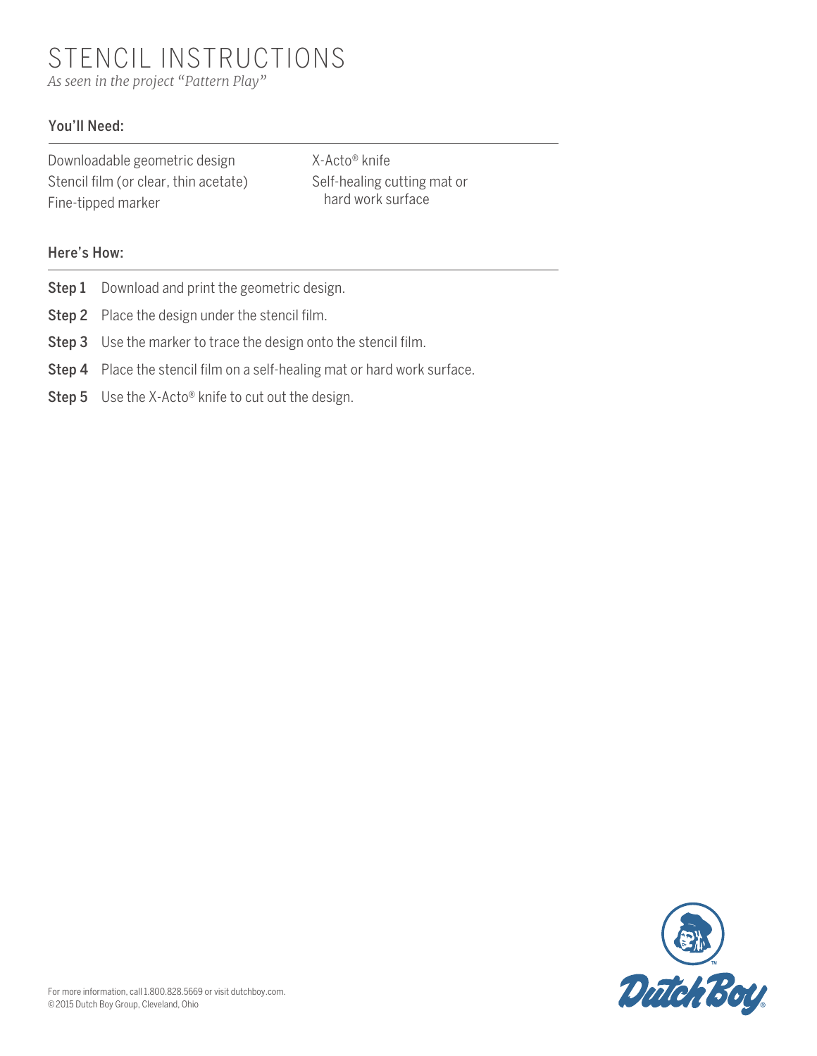# STENCIL INSTRUCTIONS

*As seen in the project "Pattern Play"*

## You'll Need:

- Downloadable geometric design
- Stencil film (or clear, thin acetate)
- Fine-tipped marker
- X-Acto® knife
- Self-healing cutting mat or hard work surface

## Here's How:

**Step 1** Download and print the geometric design.

**Step 2** Place the design under the stencil film.

**Step 3** Use the marker to trace the design onto the stencil film.

**Step 4** Place the stencil film on a self-healing mat or hard work surface.

**Step 5** Use the X-Acto® knife to cut out the design.

For more information, call 1.800.828.5669 or visit dutchboy.com.
©2015 Dutch Boy Group, Cleveland, Ohio

Dutch Boy®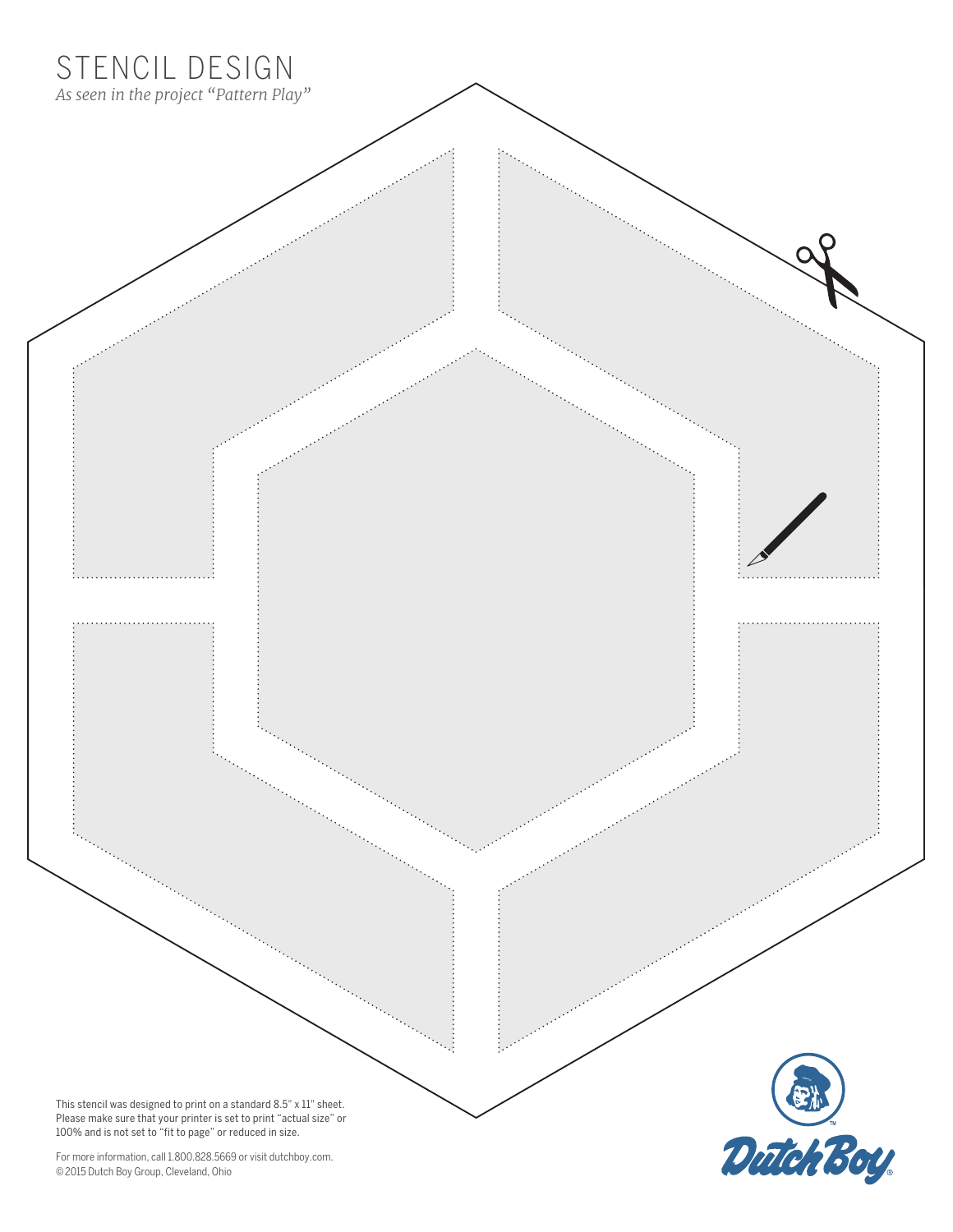# STENCIL DESIGN

*As seen in the project "Pattern Play"*

This stencil was designed to print on a standard 8.5" x 11" sheet. Please make sure that your printer is set to print "actual size" or 100% and is not set to "fit to page" or reduced in size.

For more information, call 1.800.828.5669 or visit dutchboy.com.
©2015 Dutch Boy Group, Cleveland, Ohio

Dutch Boy